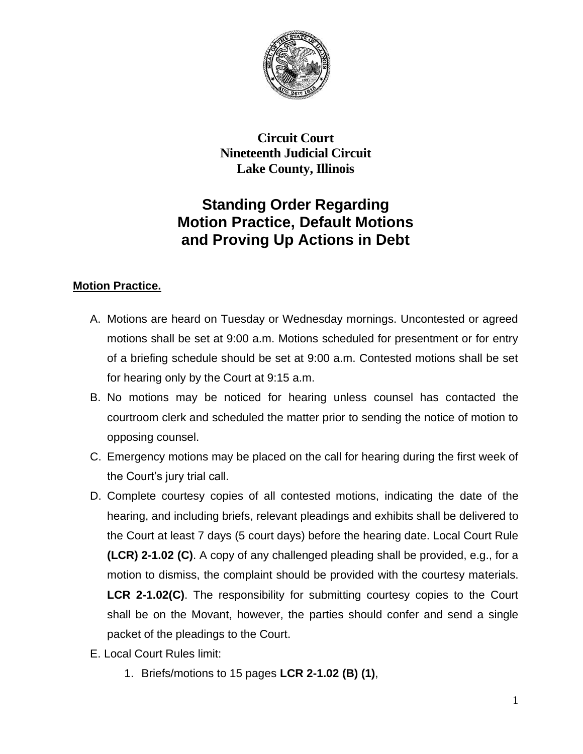**Circuit Court**
**Nineteenth Judicial Circuit**
**Lake County, Illinois**

# Standing Order Regarding Motion Practice, Default Motions and Proving Up Actions in Debt

## Motion Practice.

A. Motions are heard on Tuesday or Wednesday mornings. Uncontested or agreed motions shall be set at 9:00 a.m. Motions scheduled for presentment or for entry of a briefing schedule should be set at 9:00 a.m. Contested motions shall be set for hearing only by the Court at 9:15 a.m.

B. No motions may be noticed for hearing unless counsel has contacted the courtroom clerk and scheduled the matter prior to sending the notice of motion to opposing counsel.

C. Emergency motions may be placed on the call for hearing during the first week of the Court's jury trial call.

D. Complete courtesy copies of all contested motions, indicating the date of the hearing, and including briefs, relevant pleadings and exhibits shall be delivered to the Court at least 7 days (5 court days) before the hearing date. Local Court Rule **(LCR) 2-1.02 (C)**. A copy of any challenged pleading shall be provided, e.g., for a motion to dismiss, the complaint should be provided with the courtesy materials. **LCR 2-1.02(C)**. The responsibility for submitting courtesy copies to the Court shall be on the Movant, however, the parties should confer and send a single packet of the pleadings to the Court.

E. Local Court Rules limit:

   1. Briefs/motions to 15 pages **LCR 2-1.02 (B) (1)**,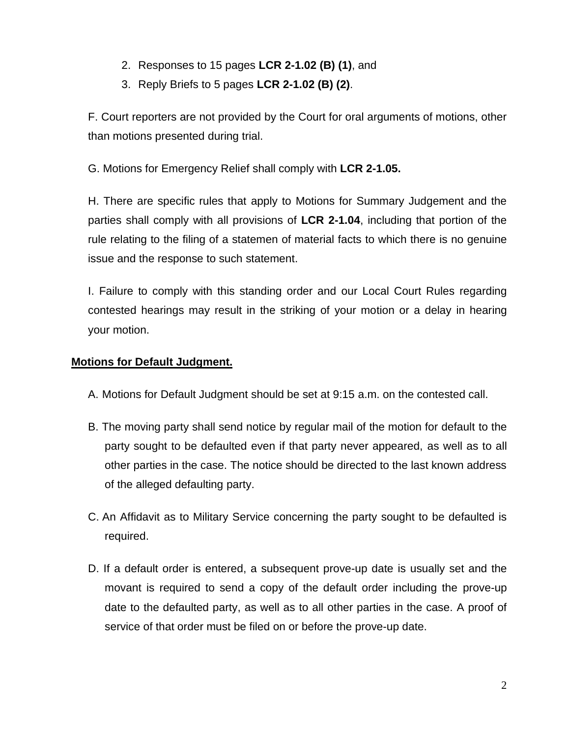2. Responses to 15 pages **LCR 2-1.02 (B) (1)**, and
3. Reply Briefs to 5 pages **LCR 2-1.02 (B) (2)**.

F. Court reporters are not provided by the Court for oral arguments of motions, other than motions presented during trial.

G. Motions for Emergency Relief shall comply with **LCR 2-1.05.**

H. There are specific rules that apply to Motions for Summary Judgement and the parties shall comply with all provisions of **LCR 2-1.04**, including that portion of the rule relating to the filing of a statemen of material facts to which there is no genuine issue and the response to such statement.

I. Failure to comply with this standing order and our Local Court Rules regarding contested hearings may result in the striking of your motion or a delay in hearing your motion.

**Motions for Default Judgment.**

A. Motions for Default Judgment should be set at 9:15 a.m. on the contested call.

B. The moving party shall send notice by regular mail of the motion for default to the party sought to be defaulted even if that party never appeared, as well as to all other parties in the case. The notice should be directed to the last known address of the alleged defaulting party.

C. An Affidavit as to Military Service concerning the party sought to be defaulted is required.

D. If a default order is entered, a subsequent prove-up date is usually set and the movant is required to send a copy of the default order including the prove-up date to the defaulted party, as well as to all other parties in the case. A proof of service of that order must be filed on or before the prove-up date.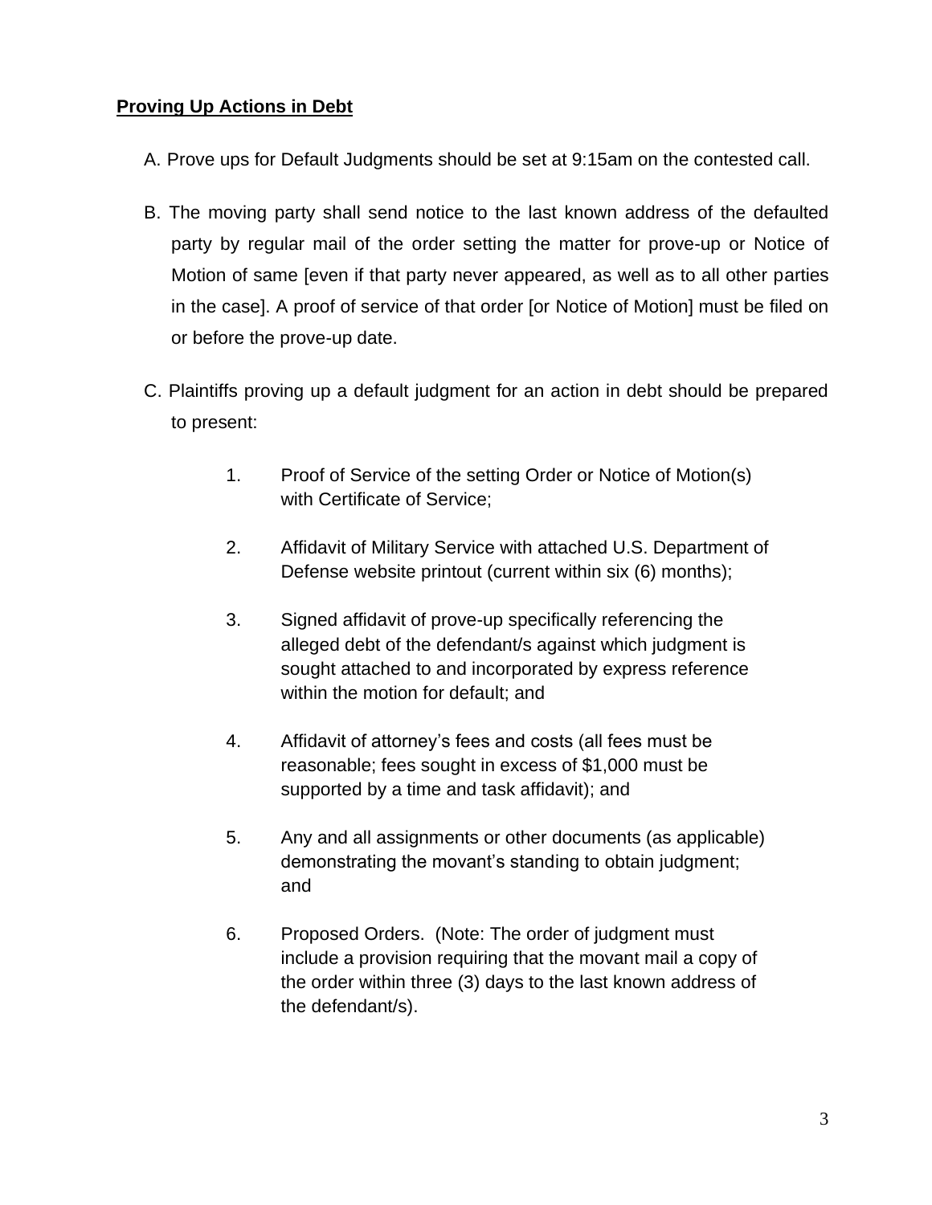**Proving Up Actions in Debt**

A. Prove ups for Default Judgments should be set at 9:15am on the contested call.

B. The moving party shall send notice to the last known address of the defaulted party by regular mail of the order setting the matter for prove-up or Notice of Motion of same [even if that party never appeared, as well as to all other parties in the case]. A proof of service of that order [or Notice of Motion] must be filed on or before the prove-up date.

C. Plaintiffs proving up a default judgment for an action in debt should be prepared to present:

1. Proof of Service of the setting Order or Notice of Motion(s) with Certificate of Service;

2. Affidavit of Military Service with attached U.S. Department of Defense website printout (current within six (6) months);

3. Signed affidavit of prove-up specifically referencing the alleged debt of the defendant/s against which judgment is sought attached to and incorporated by express reference within the motion for default; and

4. Affidavit of attorney's fees and costs (all fees must be reasonable; fees sought in excess of $1,000 must be supported by a time and task affidavit); and

5. Any and all assignments or other documents (as applicable) demonstrating the movant's standing to obtain judgment; and

6. Proposed Orders. (Note: The order of judgment must include a provision requiring that the movant mail a copy of the order within three (3) days to the last known address of the defendant/s).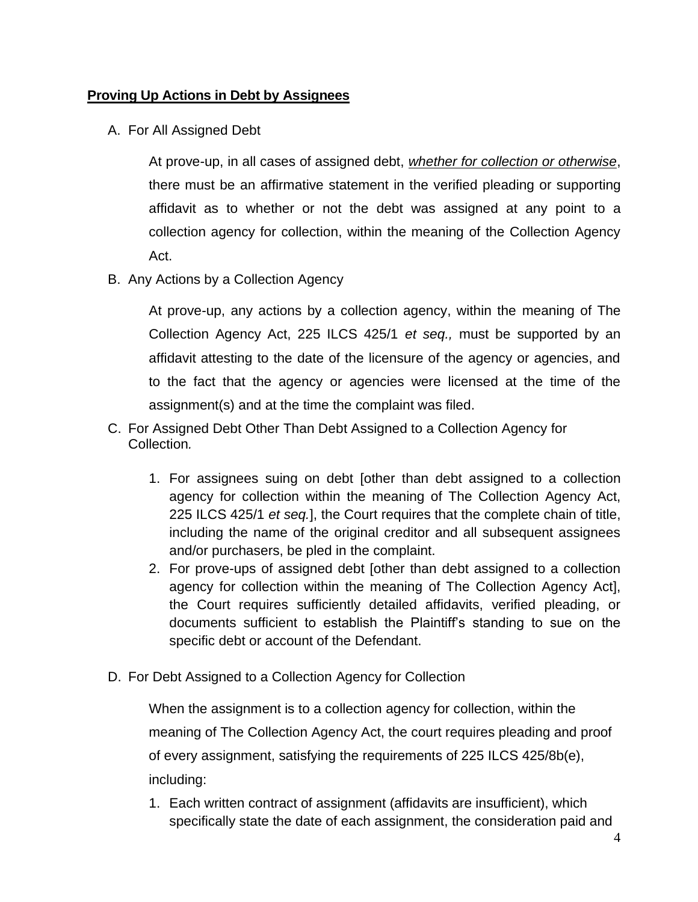**<u>Proving Up Actions in Debt by Assignees</u>**

A. For All Assigned Debt

   At prove-up, in all cases of assigned debt, ***<u>whether for collection or otherwise</u>***, there must be an affirmative statement in the verified pleading or supporting affidavit as to whether or not the debt was assigned at any point to a collection agency for collection, within the meaning of the Collection Agency Act.

B. Any Actions by a Collection Agency

   At prove-up, any actions by a collection agency, within the meaning of The Collection Agency Act, 225 ILCS 425/1 *et seq.,* must be supported by an affidavit attesting to the date of the licensure of the agency or agencies, and to the fact that the agency or agencies were licensed at the time of the assignment(s) and at the time the complaint was filed.

C. For Assigned Debt Other Than Debt Assigned to a Collection Agency for Collection*.*

   1. For assignees suing on debt [other than debt assigned to a collection agency for collection within the meaning of The Collection Agency Act, 225 ILCS 425/1 *et seq.*], the Court requires that the complete chain of title, including the name of the original creditor and all subsequent assignees and/or purchasers, be pled in the complaint.
   2. For prove-ups of assigned debt [other than debt assigned to a collection agency for collection within the meaning of The Collection Agency Act], the Court requires sufficiently detailed affidavits, verified pleading, or documents sufficient to establish the Plaintiff's standing to sue on the specific debt or account of the Defendant.

D. For Debt Assigned to a Collection Agency for Collection

   When the assignment is to a collection agency for collection, within the meaning of The Collection Agency Act, the court requires pleading and proof of every assignment, satisfying the requirements of 225 ILCS 425/8b(e), including:

   1. Each written contract of assignment (affidavits are insufficient), which specifically state the date of each assignment, the consideration paid and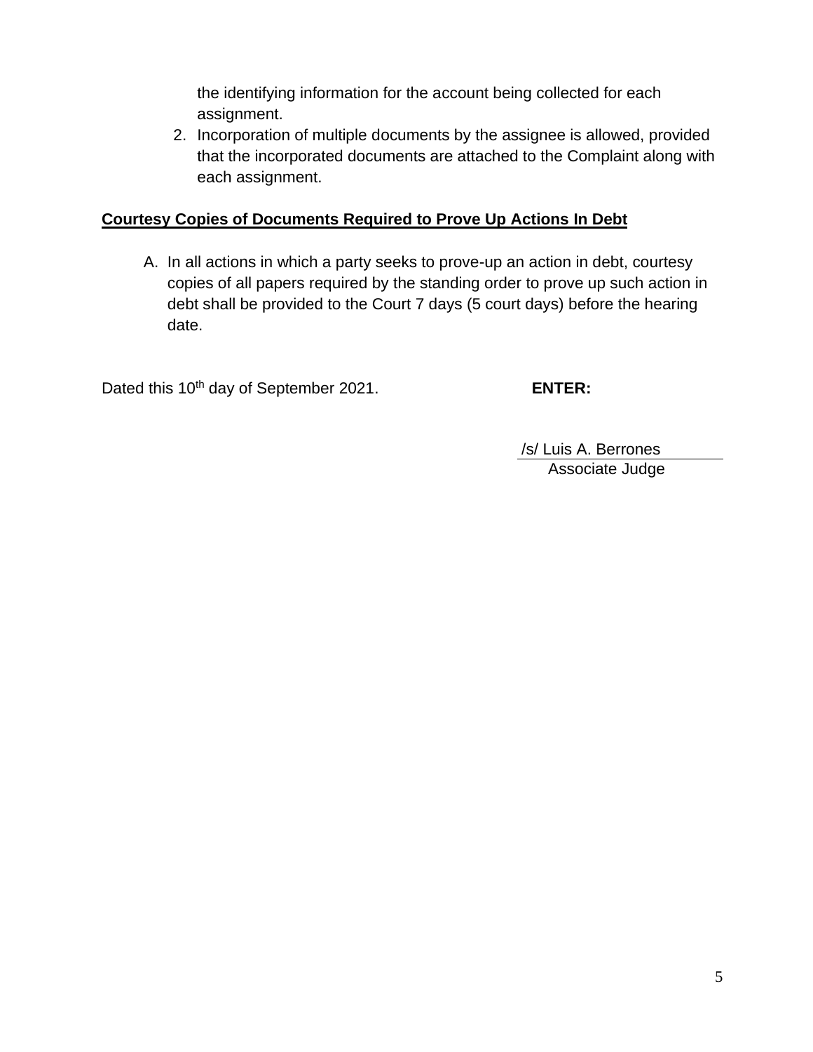the identifying information for the account being collected for each assignment.

2. Incorporation of multiple documents by the assignee is allowed, provided that the incorporated documents are attached to the Complaint along with each assignment.

**Courtesy Copies of Documents Required to Prove Up Actions In Debt**

A. In all actions in which a party seeks to prove-up an action in debt, courtesy copies of all papers required by the standing order to prove up such action in debt shall be provided to the Court 7 days (5 court days) before the hearing date.

Dated this 10th day of September 2021.

**ENTER:**

/s/ Luis A. Berrones
Associate Judge